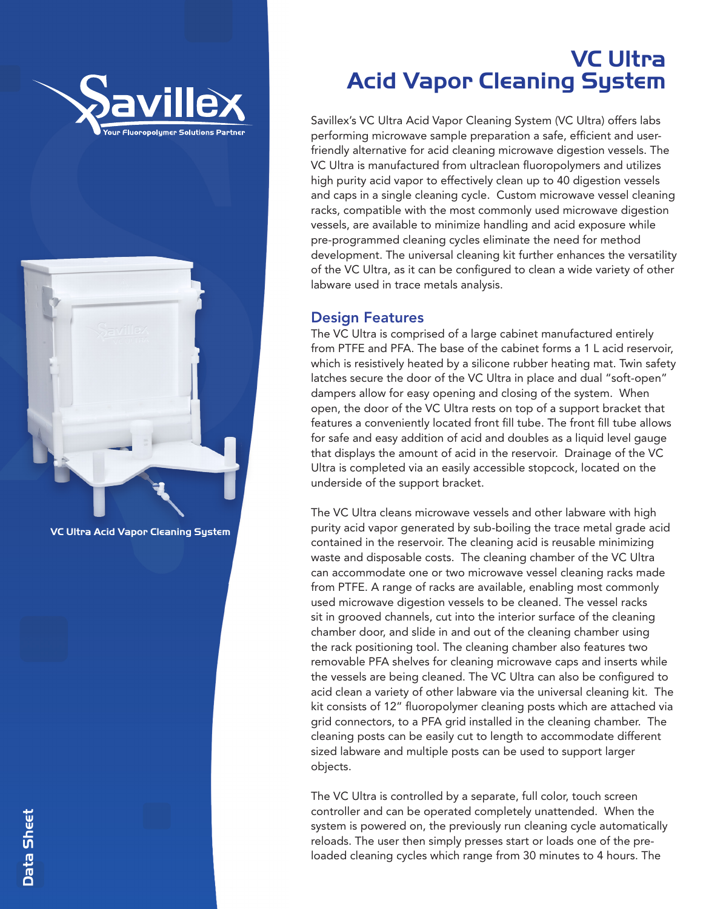Savillex

Your Fluoropolymer Solutions Partner

VC Ultra Acid Vapor Cleaning System

# VC Ultra Acid Vapor Cleaning System

Savillex's VC Ultra Acid Vapor Cleaning System (VC Ultra) offers labs performing microwave sample preparation a safe, efficient and user-friendly alternative for acid cleaning microwave digestion vessels. The VC Ultra is manufactured from ultraclean fluoropolymers and utilizes high purity acid vapor to effectively clean up to 40 digestion vessels and caps in a single cleaning cycle. Custom microwave vessel cleaning racks, compatible with the most commonly used microwave digestion vessels, are available to minimize handling and acid exposure while pre-programmed cleaning cycles eliminate the need for method development. The universal cleaning kit further enhances the versatility of the VC Ultra, as it can be configured to clean a wide variety of other labware used in trace metals analysis.

## Design Features

The VC Ultra is comprised of a large cabinet manufactured entirely from PTFE and PFA. The base of the cabinet forms a 1 L acid reservoir, which is resistively heated by a silicone rubber heating mat. Twin safety latches secure the door of the VC Ultra in place and dual "soft-open" dampers allow for easy opening and closing of the system. When open, the door of the VC Ultra rests on top of a support bracket that features a conveniently located front fill tube. The front fill tube allows for safe and easy addition of acid and doubles as a liquid level gauge that displays the amount of acid in the reservoir. Drainage of the VC Ultra is completed via an easily accessible stopcock, located on the underside of the support bracket.

The VC Ultra cleans microwave vessels and other labware with high purity acid vapor generated by sub-boiling the trace metal grade acid contained in the reservoir. The cleaning acid is reusable minimizing waste and disposable costs. The cleaning chamber of the VC Ultra can accommodate one or two microwave vessel cleaning racks made from PTFE. A range of racks are available, enabling most commonly used microwave digestion vessels to be cleaned. The vessel racks sit in grooved channels, cut into the interior surface of the cleaning chamber door, and slide in and out of the cleaning chamber using the rack positioning tool. The cleaning chamber also features two removable PFA shelves for cleaning microwave caps and inserts while the vessels are being cleaned. The VC Ultra can also be configured to acid clean a variety of other labware via the universal cleaning kit. The kit consists of 12" fluoropolymer cleaning posts which are attached via grid connectors, to a PFA grid installed in the cleaning chamber. The cleaning posts can be easily cut to length to accommodate different sized labware and multiple posts can be used to support larger objects.

The VC Ultra is controlled by a separate, full color, touch screen controller and can be operated completely unattended. When the system is powered on, the previously run cleaning cycle automatically reloads. The user then simply presses start or loads one of the pre-loaded cleaning cycles which range from 30 minutes to 4 hours. The

Data Sheet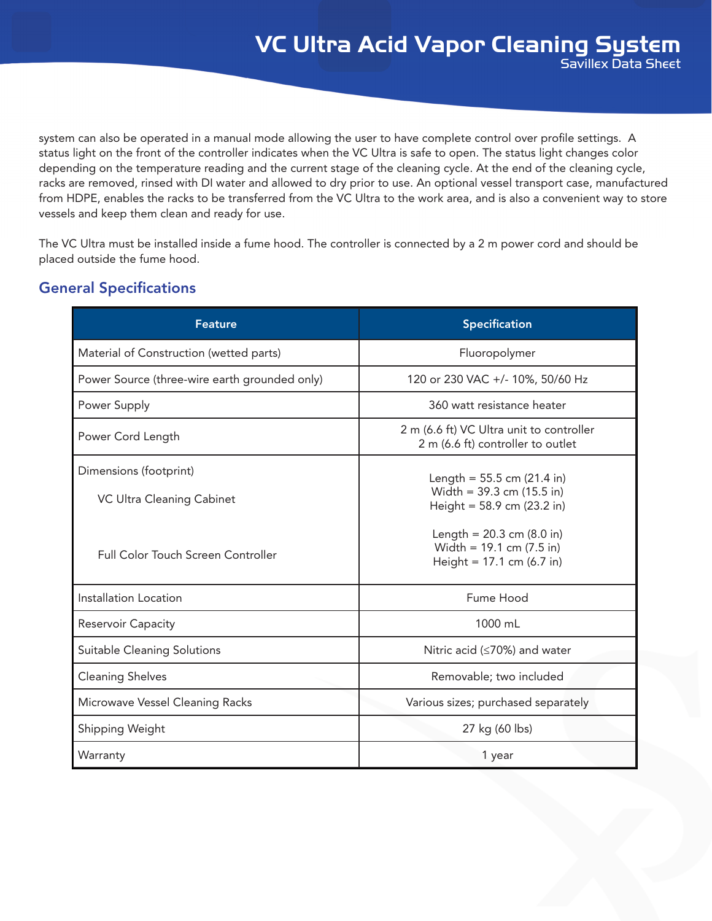system can also be operated in a manual mode allowing the user to have complete control over profile settings. A status light on the front of the controller indicates when the VC Ultra is safe to open. The status light changes color depending on the temperature reading and the current stage of the cleaning cycle. At the end of the cleaning cycle, racks are removed, rinsed with DI water and allowed to dry prior to use. An optional vessel transport case, manufactured from HDPE, enables the racks to be transferred from the VC Ultra to the work area, and is also a convenient way to store vessels and keep them clean and ready for use.

The VC Ultra must be installed inside a fume hood. The controller is connected by a 2 m power cord and should be placed outside the fume hood.

## General Specifications

| Feature | Specification |
|---|---|
| Material of Construction (wetted parts) | Fluoropolymer |
| Power Source (three-wire earth grounded only) | 120 or 230 VAC +/- 10%, 50/60 Hz |
| Power Supply | 360 watt resistance heater |
| Power Cord Length | 2 m (6.6 ft) VC Ultra unit to controller<br>2 m (6.6 ft) controller to outlet |
| Dimensions (footprint)<br>VC Ultra Cleaning Cabinet | Length = 55.5 cm (21.4 in)<br>Width = 39.3 cm (15.5 in)<br>Height = 58.9 cm (23.2 in) |
| Full Color Touch Screen Controller | Length = 20.3 cm (8.0 in)<br>Width = 19.1 cm (7.5 in)<br>Height = 17.1 cm (6.7 in) |
| Installation Location | Fume Hood |
| Reservoir Capacity | 1000 mL |
| Suitable Cleaning Solutions | Nitric acid (≤70%) and water |
| Cleaning Shelves | Removable; two included |
| Microwave Vessel Cleaning Racks | Various sizes; purchased separately |
| Shipping Weight | 27 kg (60 lbs) |
| Warranty | 1 year |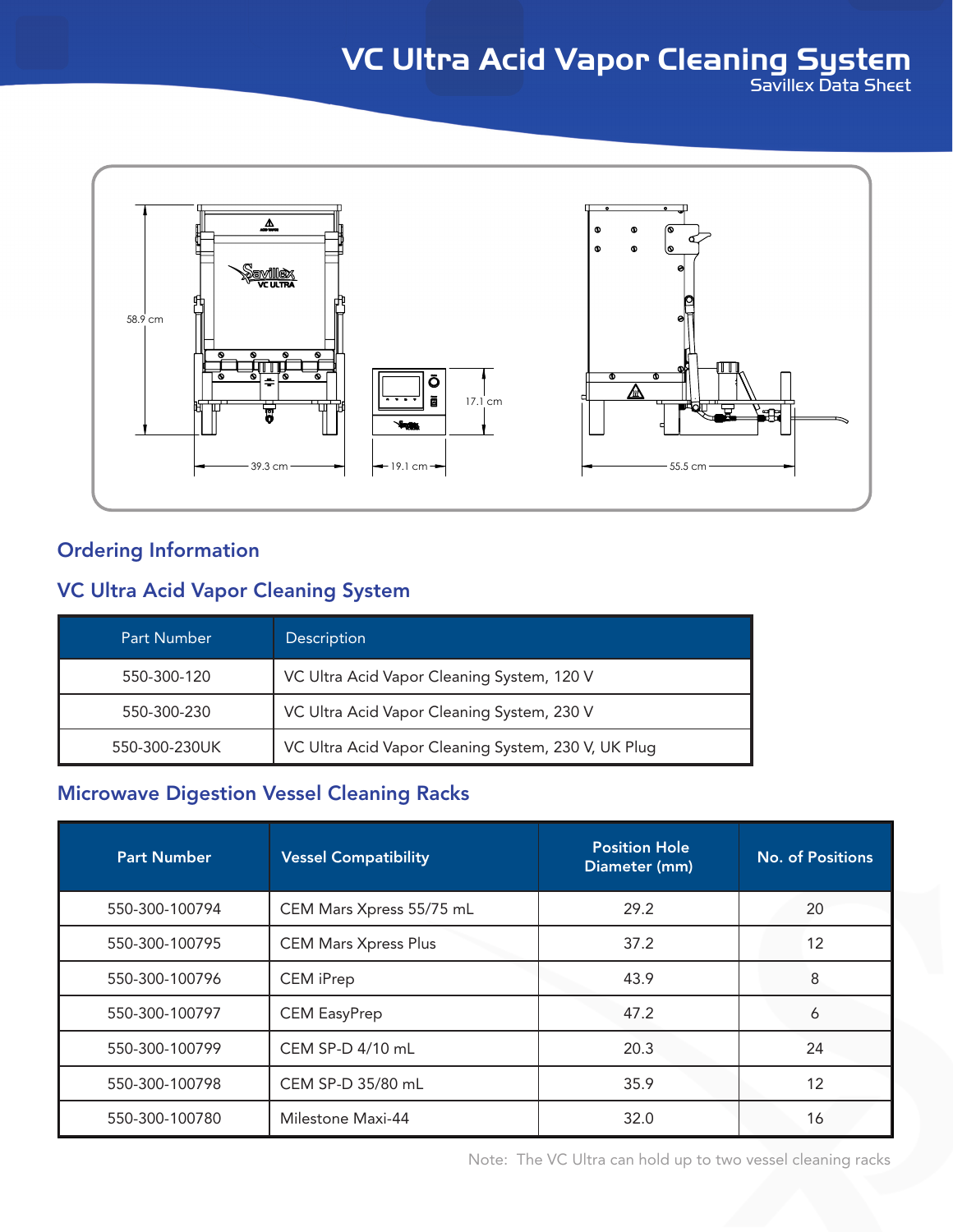# VC Ultra Acid Vapor Cleaning System

Savillex Data Sheet

58.9 cm

39.3 cm

19.1 cm

17.1 cm

55.5 cm

## Ordering Information

### VC Ultra Acid Vapor Cleaning System

| Part Number | Description |
|---|---|
| 550-300-120 | VC Ultra Acid Vapor Cleaning System, 120 V |
| 550-300-230 | VC Ultra Acid Vapor Cleaning System, 230 V |
| 550-300-230UK | VC Ultra Acid Vapor Cleaning System, 230 V, UK Plug |

### Microwave Digestion Vessel Cleaning Racks

| Part Number | Vessel Compatibility | Position Hole Diameter (mm) | No. of Positions |
|---|---|---|---|
| 550-300-100794 | CEM Mars Xpress 55/75 mL | 29.2 | 20 |
| 550-300-100795 | CEM Mars Xpress Plus | 37.2 | 12 |
| 550-300-100796 | CEM iPrep | 43.9 | 8 |
| 550-300-100797 | CEM EasyPrep | 47.2 | 6 |
| 550-300-100799 | CEM SP-D 4/10 mL | 20.3 | 24 |
| 550-300-100798 | CEM SP-D 35/80 mL | 35.9 | 12 |
| 550-300-100780 | Milestone Maxi-44 | 32.0 | 16 |

Note: The VC Ultra can hold up to two vessel cleaning racks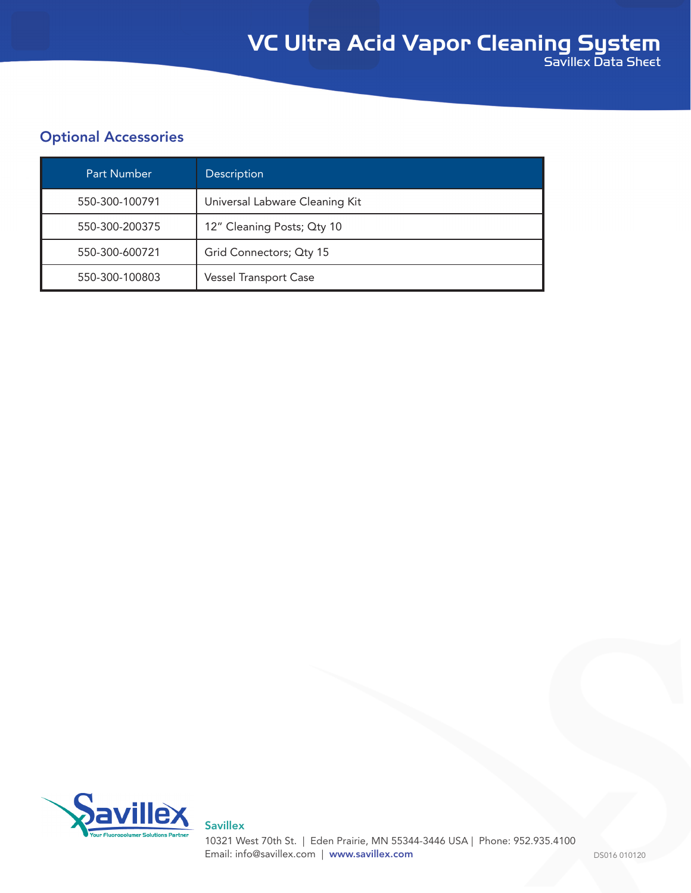## Optional Accessories

| Part Number | Description |
| --- | --- |
| 550-300-100791 | Universal Labware Cleaning Kit |
| 550-300-200375 | 12" Cleaning Posts; Qty 10 |
| 550-300-600721 | Grid Connectors; Qty 15 |
| 550-300-100803 | Vessel Transport Case |

Savillex
10321 West 70th St. | Eden Prairie, MN 55344-3446 USA | Phone: 952.935.4100
Email: info@savillex.com | www.savillex.com

DS016 010120